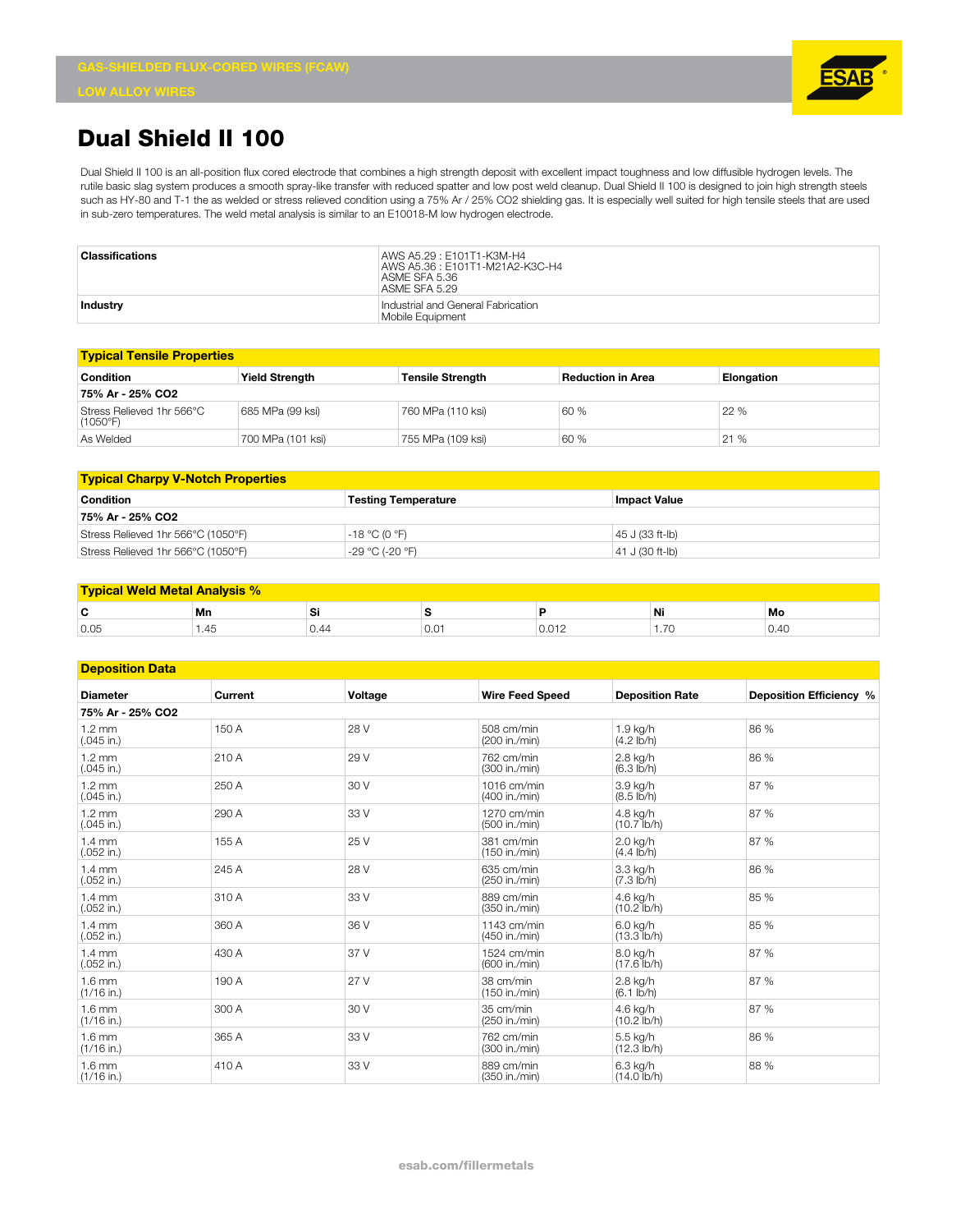GAS-SHIELDED FLUX-CORED WIRES (FCAW)

LOW ALLOY WIRES

# Dual Shield II 100

Dual Shield II 100 is an all-position flux cored electrode that combines a high strength deposit with excellent impact toughness and low diffusible hydrogen levels. The rutile basic slag system produces a smooth spray-like transfer with reduced spatter and low post weld cleanup. Dual Shield II 100 is designed to join high strength steels such as HY-80 and T-1 the as welded or stress relieved condition using a 75% Ar / 25% CO2 shielding gas. It is especially well suited for high tensile steels that are used in sub-zero temperatures. The weld metal analysis is similar to an E10018-M low hydrogen electrode.

| | |
|---|---|
| **Classifications** | AWS A5.29 : E101T1-K3M-H4<br>AWS A5.36 : E101T1-M21A2-K3C-H4<br>ASME SFA 5.36<br>ASME SFA 5.29 |
| **Industry** | Industrial and General Fabrication<br>Mobile Equipment |

## Typical Tensile Properties

| Condition | Yield Strength | Tensile Strength | Reduction in Area | Elongation |
|---|---|---|---|---|
| **75% Ar - 25% CO2** | | | | |
| Stress Relieved 1hr 566°C (1050°F) | 685 MPa (99 ksi) | 760 MPa (110 ksi) | 60 % | 22 % |
| As Welded | 700 MPa (101 ksi) | 755 MPa (109 ksi) | 60 % | 21 % |

## Typical Charpy V-Notch Properties

| Condition | Testing Temperature | Impact Value |
|---|---|---|
| **75% Ar - 25% CO2** | | |
| Stress Relieved 1hr 566°C (1050°F) | -18 °C (0 °F) | 45 J (33 ft-lb) |
| Stress Relieved 1hr 566°C (1050°F) | -29 °C (-20 °F) | 41 J (30 ft-lb) |

## Typical Weld Metal Analysis %

| C | Mn | Si | S | P | Ni | Mo |
|---|---|---|---|---|---|---|
| 0.05 | 1.45 | 0.44 | 0.01 | 0.012 | 1.70 | 0.40 |

## Deposition Data

| Diameter | Current | Voltage | Wire Feed Speed | Deposition Rate | Deposition Efficiency % |
|---|---|---|---|---|---|
| **75% Ar - 25% CO2** | | | | | |
| 1.2 mm (.045 in.) | 150 A | 28 V | 508 cm/min (200 in./min) | 1.9 kg/h (4.2 lb/h) | 86 % |
| 1.2 mm (.045 in.) | 210 A | 29 V | 762 cm/min (300 in./min) | 2.8 kg/h (6.3 lb/h) | 86 % |
| 1.2 mm (.045 in.) | 250 A | 30 V | 1016 cm/min (400 in./min) | 3.9 kg/h (8.5 lb/h) | 87 % |
| 1.2 mm (.045 in.) | 290 A | 33 V | 1270 cm/min (500 in./min) | 4.8 kg/h (10.7 lb/h) | 87 % |
| 1.4 mm (.052 in.) | 155 A | 25 V | 381 cm/min (150 in./min) | 2.0 kg/h (4.4 lb/h) | 87 % |
| 1.4 mm (.052 in.) | 245 A | 28 V | 635 cm/min (250 in./min) | 3.3 kg/h (7.3 lb/h) | 86 % |
| 1.4 mm (.052 in.) | 310 A | 33 V | 889 cm/min (350 in./min) | 4.6 kg/h (10.2 lb/h) | 85 % |
| 1.4 mm (.052 in.) | 360 A | 36 V | 1143 cm/min (450 in./min) | 6.0 kg/h (13.3 lb/h) | 85 % |
| 1.4 mm (.052 in.) | 430 A | 37 V | 1524 cm/min (600 in./min) | 8.0 kg/h (17.6 lb/h) | 87 % |
| 1.6 mm (1/16 in.) | 190 A | 27 V | 38 cm/min (150 in./min) | 2.8 kg/h (6.1 lb/h) | 87 % |
| 1.6 mm (1/16 in.) | 300 A | 30 V | 35 cm/min (250 in./min) | 4.6 kg/h (10.2 lb/h) | 87 % |
| 1.6 mm (1/16 in.) | 365 A | 33 V | 762 cm/min (300 in./min) | 5.5 kg/h (12.3 lb/h) | 86 % |
| 1.6 mm (1/16 in.) | 410 A | 33 V | 889 cm/min (350 in./min) | 6.3 kg/h (14.0 lb/h) | 88 % |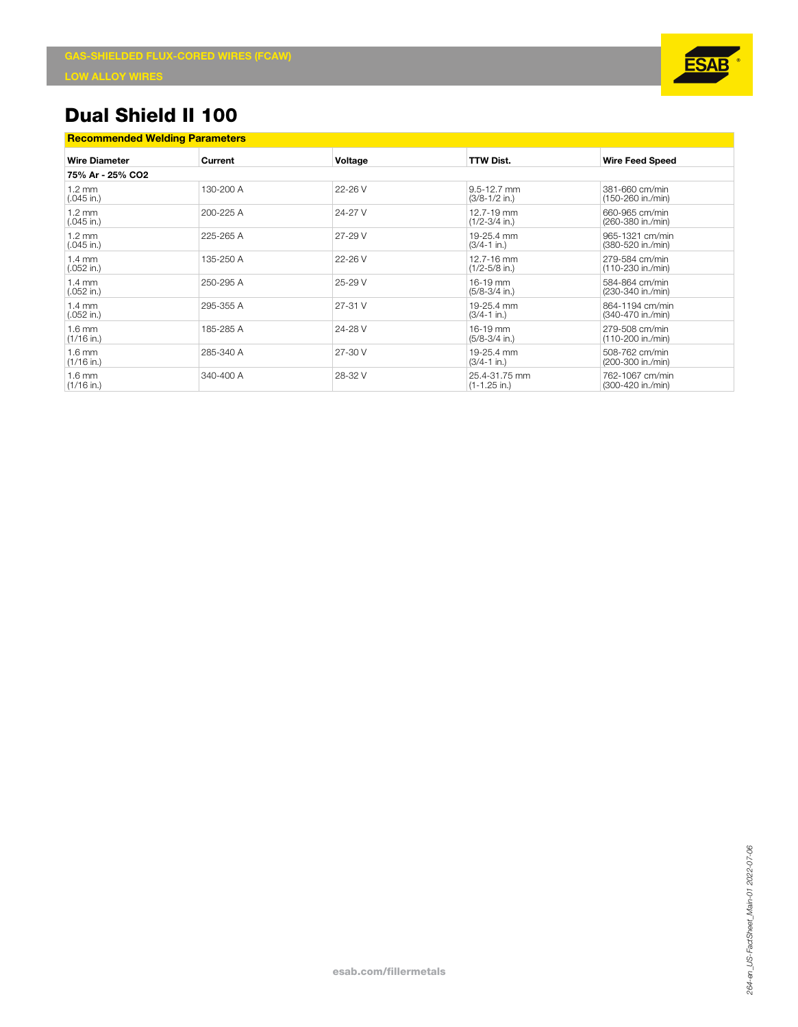# Dual Shield II 100

## Recommended Welding Parameters

| Wire Diameter | Current | Voltage | TTW Dist. | Wire Feed Speed |
|---|---|---|---|---|
| **75% Ar - 25% $CO_2$** | | | | |
| 1.2 mm (.045 in.) | 130-200 A | 22-26 V | 9.5-12.7 mm (3/8-1/2 in.) | 381-660 cm/min (150-260 in./min) |
| 1.2 mm (.045 in.) | 200-225 A | 24-27 V | 12.7-19 mm (1/2-3/4 in.) | 660-965 cm/min (260-380 in./min) |
| 1.2 mm (.045 in.) | 225-265 A | 27-29 V | 19-25.4 mm (3/4-1 in.) | 965-1321 cm/min (380-520 in./min) |
| 1.4 mm (.052 in.) | 135-250 A | 22-26 V | 12.7-16 mm (1/2-5/8 in.) | 279-584 cm/min (110-230 in./min) |
| 1.4 mm (.052 in.) | 250-295 A | 25-29 V | 16-19 mm (5/8-3/4 in.) | 584-864 cm/min (230-340 in./min) |
| 1.4 mm (.052 in.) | 295-355 A | 27-31 V | 19-25.4 mm (3/4-1 in.) | 864-1194 cm/min (340-470 in./min) |
| 1.6 mm (1/16 in.) | 185-285 A | 24-28 V | 16-19 mm (5/8-3/4 in.) | 279-508 cm/min (110-200 in./min) |
| 1.6 mm (1/16 in.) | 285-340 A | 27-30 V | 19-25.4 mm (3/4-1 in.) | 508-762 cm/min (200-300 in./min) |
| 1.6 mm (1/16 in.) | 340-400 A | 28-32 V | 25.4-31.75 mm (1-1.25 in.) | 762-1067 cm/min (300-420 in./min) |